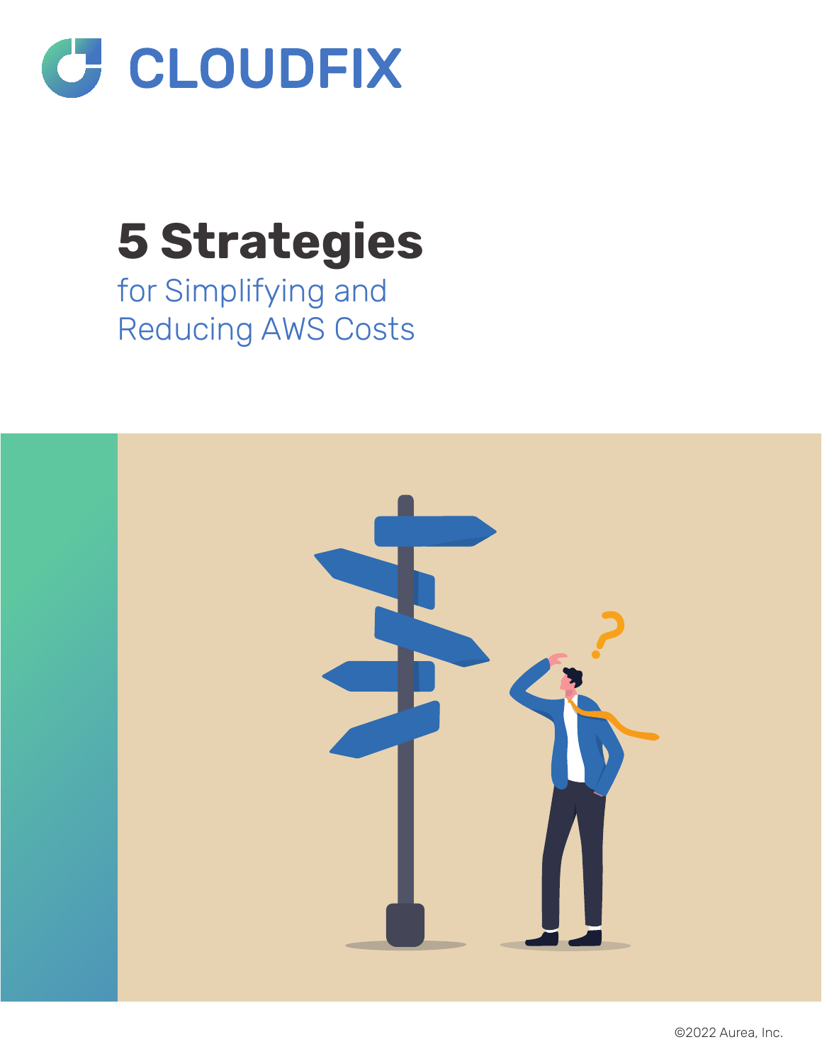CLOUDFIX

# 5 Strategies

## for Simplifying and Reducing AWS Costs

©2022 Aurea, Inc.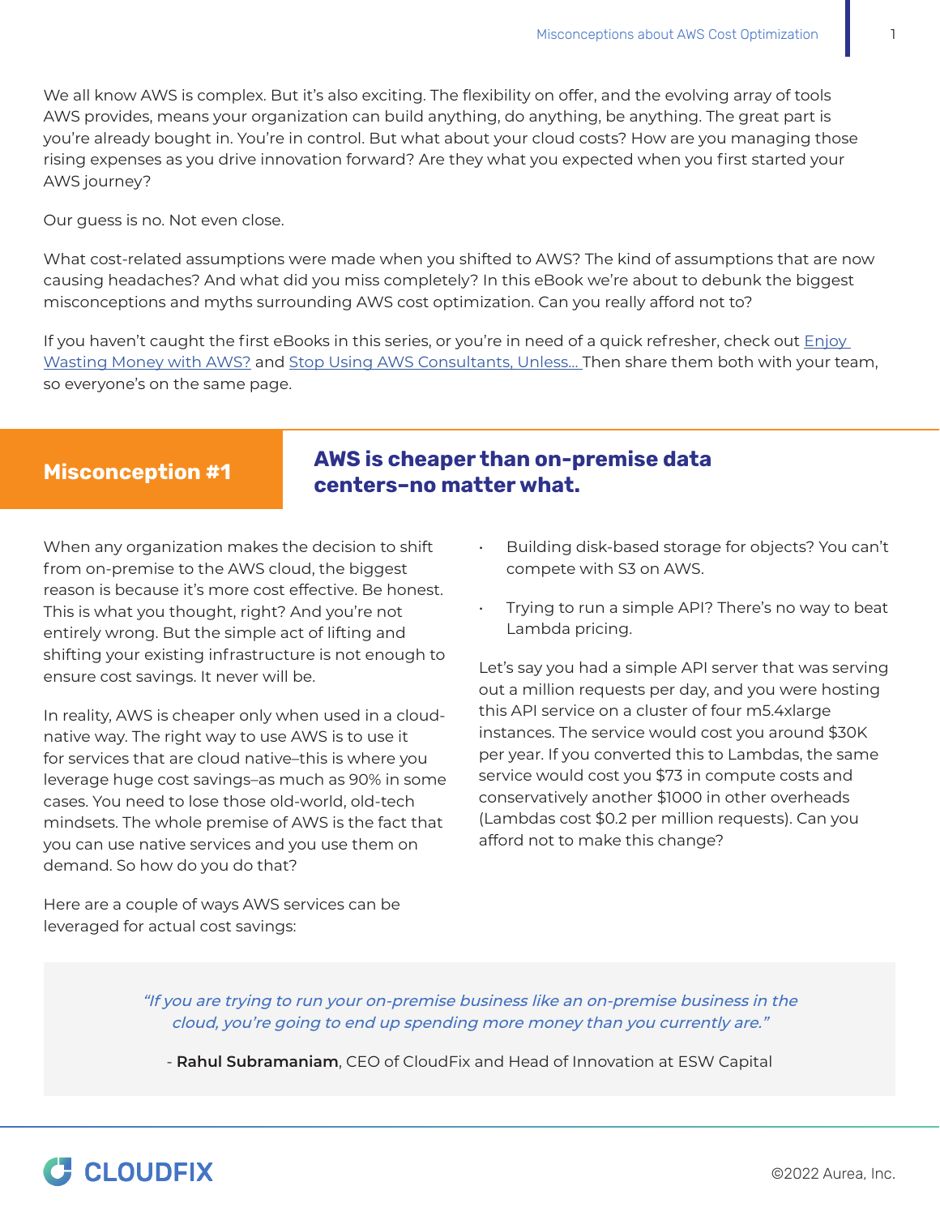We all know AWS is complex. But it's also exciting. The flexibility on offer, and the evolving array of tools AWS provides, means your organization can build anything, do anything, be anything. The great part is you're already bought in. You're in control. But what about your cloud costs? How are you managing those rising expenses as you drive innovation forward? Are they what you expected when you first started your AWS journey?

Our guess is no. Not even close.

What cost-related assumptions were made when you shifted to AWS? The kind of assumptions that are now causing headaches? And what did you miss completely? In this eBook we're about to debunk the biggest misconceptions and myths surrounding AWS cost optimization. Can you really afford not to?

If you haven't caught the first eBooks in this series, or you're in need of a quick refresher, check out Enjoy Wasting Money with AWS? and Stop Using AWS Consultants, Unless... Then share them both with your team, so everyone's on the same page.

## Misconception #1 AWS is cheaper than on-premise data centers–no matter what.

When any organization makes the decision to shift from on-premise to the AWS cloud, the biggest reason is because it's more cost effective. Be honest. This is what you thought, right? And you're not entirely wrong. But the simple act of lifting and shifting your existing infrastructure is not enough to ensure cost savings. It never will be.

In reality, AWS is cheaper only when used in a cloud-native way. The right way to use AWS is to use it for services that are cloud native–this is where you leverage huge cost savings–as much as 90% in some cases. You need to lose those old-world, old-tech mindsets. The whole premise of AWS is the fact that you can use native services and you use them on demand. So how do you do that?

Here are a couple of ways AWS services can be leveraged for actual cost savings:

- Building disk-based storage for objects? You can't compete with S3 on AWS.
- Trying to run a simple API? There's no way to beat Lambda pricing.

Let's say you had a simple API server that was serving out a million requests per day, and you were hosting this API service on a cluster of four m5.4xlarge instances. The service would cost you around $30K per year. If you converted this to Lambdas, the same service would cost you $73 in compute costs and conservatively another $1000 in other overheads (Lambdas cost $0.2 per million requests). Can you afford not to make this change?

> *"If you are trying to run your on-premise business like an on-premise business in the cloud, you're going to end up spending more money than you currently are."*
>
> \- **Rahul Subramaniam**, CEO of CloudFix and Head of Innovation at ESW Capital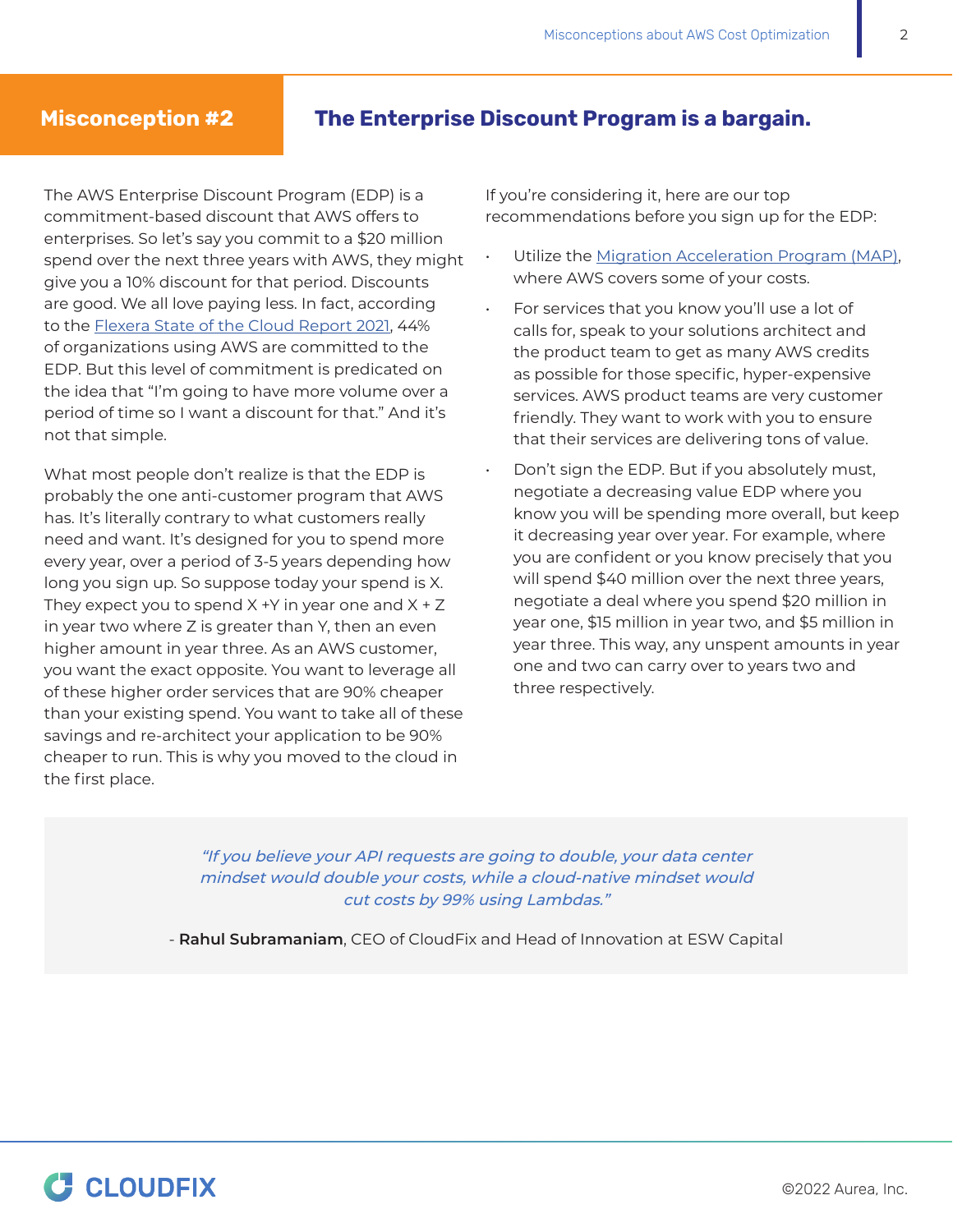## Misconception #2: The Enterprise Discount Program is a bargain.

The AWS Enterprise Discount Program (EDP) is a commitment-based discount that AWS offers to enterprises. So let's say you commit to a $20 million spend over the next three years with AWS, they might give you a 10% discount for that period. Discounts are good. We all love paying less. In fact, according to the [Flexera State of the Cloud Report 2021](), 44% of organizations using AWS are committed to the EDP. But this level of commitment is predicated on the idea that "I'm going to have more volume over a period of time so I want a discount for that." And it's not that simple.

What most people don't realize is that the EDP is probably the one anti-customer program that AWS has. It's literally contrary to what customers really need and want. It's designed for you to spend more every year, over a period of 3-5 years depending how long you sign up. So suppose today your spend is X. They expect you to spend X +Y in year one and X + Z in year two where Z is greater than Y, then an even higher amount in year three. As an AWS customer, you want the exact opposite. You want to leverage all of these higher order services that are 90% cheaper than your existing spend. You want to take all of these savings and re-architect your application to be 90% cheaper to run. This is why you moved to the cloud in the first place.

If you're considering it, here are our top recommendations before you sign up for the EDP:

- Utilize the [Migration Acceleration Program (MAP)](), where AWS covers some of your costs.
- For services that you know you'll use a lot of calls for, speak to your solutions architect and the product team to get as many AWS credits as possible for those specific, hyper-expensive services. AWS product teams are very customer friendly. They want to work with you to ensure that their services are delivering tons of value.
- Don't sign the EDP. But if you absolutely must, negotiate a decreasing value EDP where you know you will be spending more overall, but keep it decreasing year over year. For example, where you are confident or you know precisely that you will spend $40 million over the next three years, negotiate a deal where you spend $20 million in year one, $15 million in year two, and $5 million in year three. This way, any unspent amounts in year one and two can carry over to years two and three respectively.

> *"If you believe your API requests are going to double, your data center mindset would double your costs, while a cloud-native mindset would cut costs by 99% using Lambdas."*
>
> \- **Rahul Subramaniam**, CEO of CloudFix and Head of Innovation at ESW Capital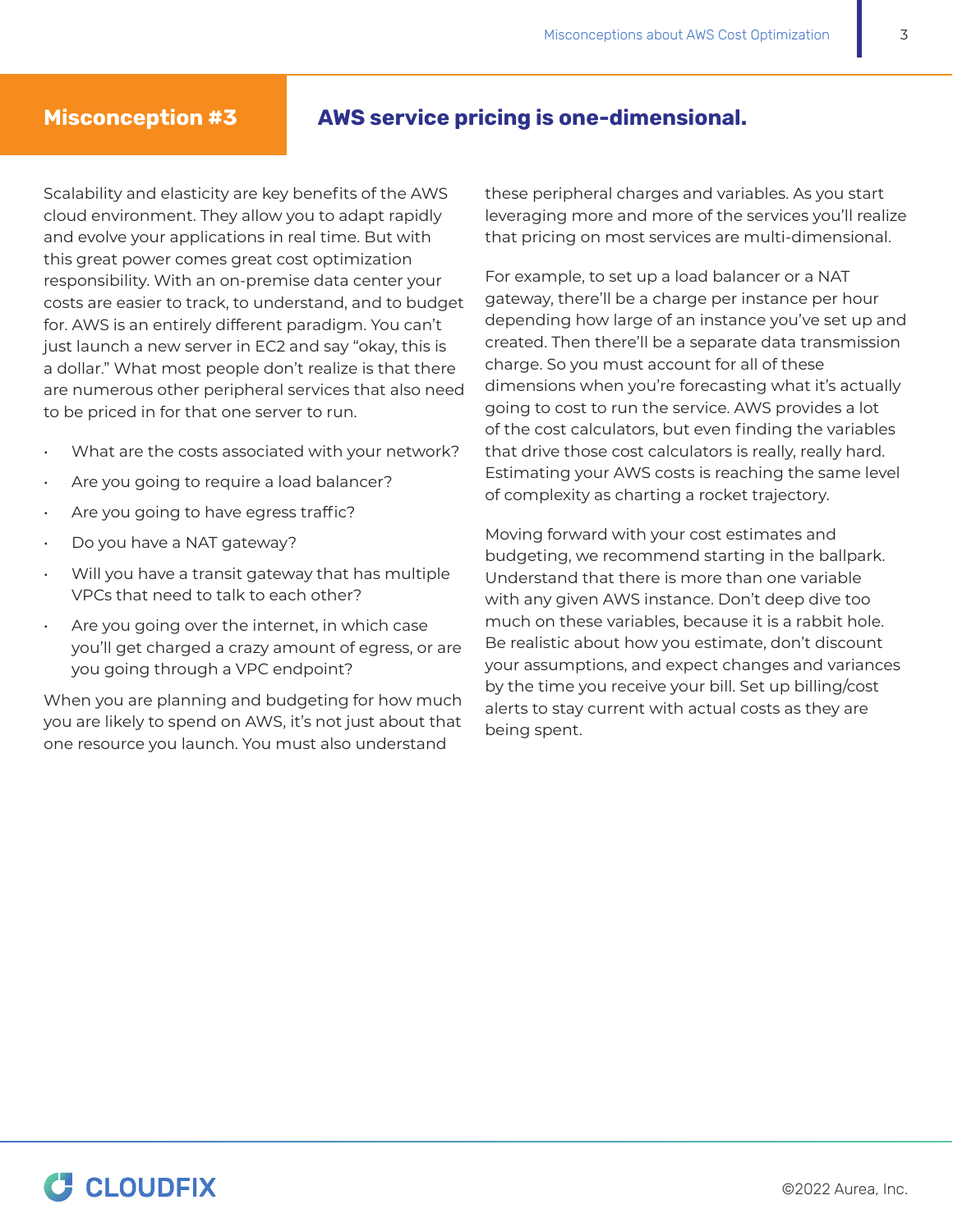## Misconception #3

## AWS service pricing is one-dimensional.

Scalability and elasticity are key benefits of the AWS cloud environment. They allow you to adapt rapidly and evolve your applications in real time. But with this great power comes great cost optimization responsibility. With an on-premise data center your costs are easier to track, to understand, and to budget for. AWS is an entirely different paradigm. You can't just launch a new server in EC2 and say "okay, this is a dollar." What most people don't realize is that there are numerous other peripheral services that also need to be priced in for that one server to run.

- What are the costs associated with your network?
- Are you going to require a load balancer?
- Are you going to have egress traffic?
- Do you have a NAT gateway?
- Will you have a transit gateway that has multiple VPCs that need to talk to each other?
- Are you going over the internet, in which case you'll get charged a crazy amount of egress, or are you going through a VPC endpoint?

When you are planning and budgeting for how much you are likely to spend on AWS, it's not just about that one resource you launch. You must also understand these peripheral charges and variables. As you start leveraging more and more of the services you'll realize that pricing on most services are multi-dimensional.

For example, to set up a load balancer or a NAT gateway, there'll be a charge per instance per hour depending how large of an instance you've set up and created. Then there'll be a separate data transmission charge. So you must account for all of these dimensions when you're forecasting what it's actually going to cost to run the service. AWS provides a lot of the cost calculators, but even finding the variables that drive those cost calculators is really, really hard. Estimating your AWS costs is reaching the same level of complexity as charting a rocket trajectory.

Moving forward with your cost estimates and budgeting, we recommend starting in the ballpark. Understand that there is more than one variable with any given AWS instance. Don't deep dive too much on these variables, because it is a rabbit hole. Be realistic about how you estimate, don't discount your assumptions, and expect changes and variances by the time you receive your bill. Set up billing/cost alerts to stay current with actual costs as they are being spent.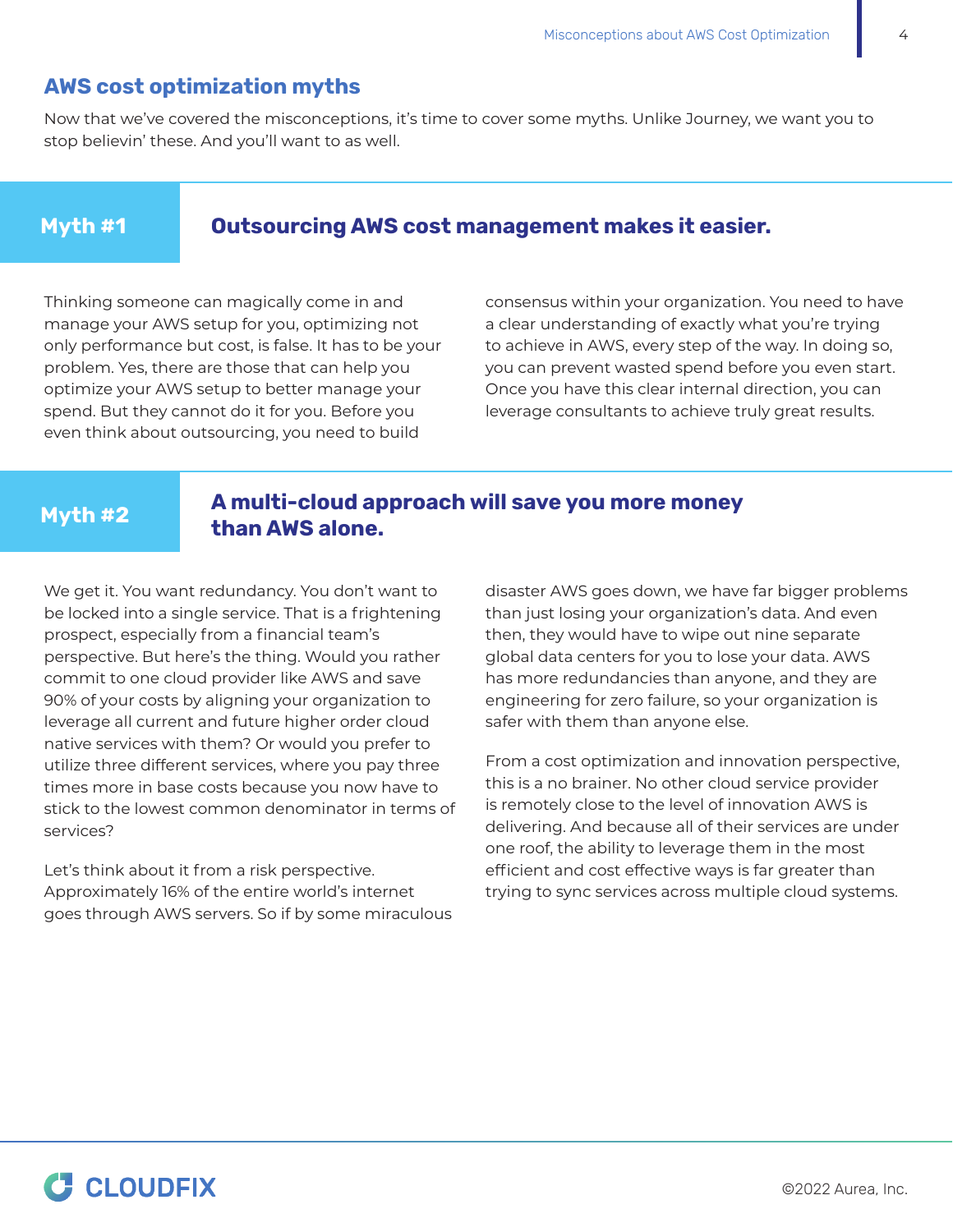## AWS cost optimization myths

Now that we've covered the misconceptions, it's time to cover some myths. Unlike Journey, we want you to stop believin' these. And you'll want to as well.

### Myth #1 Outsourcing AWS cost management makes it easier.

Thinking someone can magically come in and manage your AWS setup for you, optimizing not only performance but cost, is false. It has to be your problem. Yes, there are those that can help you optimize your AWS setup to better manage your spend. But they cannot do it for you. Before you even think about outsourcing, you need to build consensus within your organization. You need to have a clear understanding of exactly what you're trying to achieve in AWS, every step of the way. In doing so, you can prevent wasted spend before you even start. Once you have this clear internal direction, you can leverage consultants to achieve truly great results.

### Myth #2 A multi-cloud approach will save you more money than AWS alone.

We get it. You want redundancy. You don't want to be locked into a single service. That is a frightening prospect, especially from a financial team's perspective. But here's the thing. Would you rather commit to one cloud provider like AWS and save 90% of your costs by aligning your organization to leverage all current and future higher order cloud native services with them? Or would you prefer to utilize three different services, where you pay three times more in base costs because you now have to stick to the lowest common denominator in terms of services?

Let's think about it from a risk perspective. Approximately 16% of the entire world's internet goes through AWS servers. So if by some miraculous disaster AWS goes down, we have far bigger problems than just losing your organization's data. And even then, they would have to wipe out nine separate global data centers for you to lose your data. AWS has more redundancies than anyone, and they are engineering for zero failure, so your organization is safer with them than anyone else.

From a cost optimization and innovation perspective, this is a no brainer. No other cloud service provider is remotely close to the level of innovation AWS is delivering. And because all of their services are under one roof, the ability to leverage them in the most efficient and cost effective ways is far greater than trying to sync services across multiple cloud systems.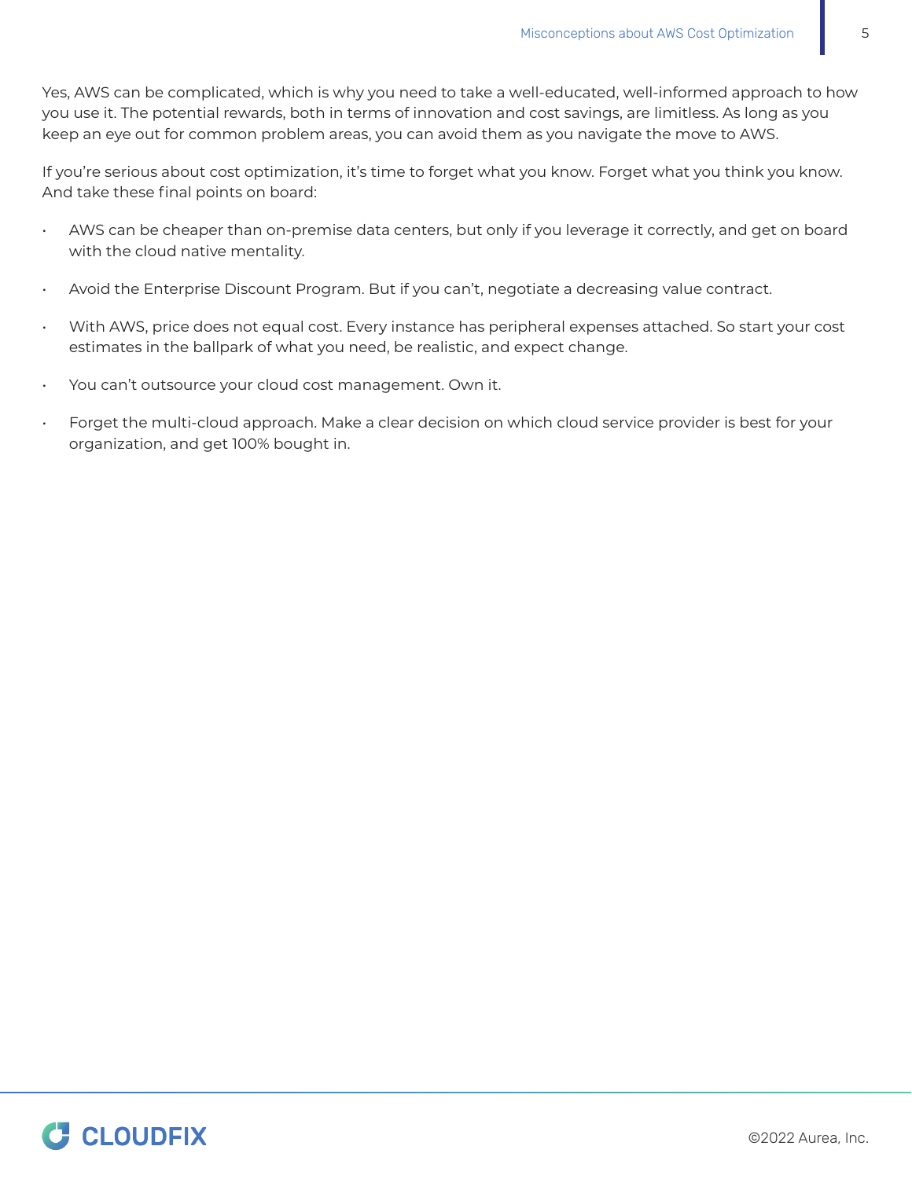Yes, AWS can be complicated, which is why you need to take a well-educated, well-informed approach to how you use it. The potential rewards, both in terms of innovation and cost savings, are limitless. As long as you keep an eye out for common problem areas, you can avoid them as you navigate the move to AWS.

If you're serious about cost optimization, it's time to forget what you know. Forget what you think you know. And take these final points on board:

- AWS can be cheaper than on-premise data centers, but only if you leverage it correctly, and get on board with the cloud native mentality.
- Avoid the Enterprise Discount Program. But if you can't, negotiate a decreasing value contract.
- With AWS, price does not equal cost. Every instance has peripheral expenses attached. So start your cost estimates in the ballpark of what you need, be realistic, and expect change.
- You can't outsource your cloud cost management. Own it.
- Forget the multi-cloud approach. Make a clear decision on which cloud service provider is best for your organization, and get 100% bought in.